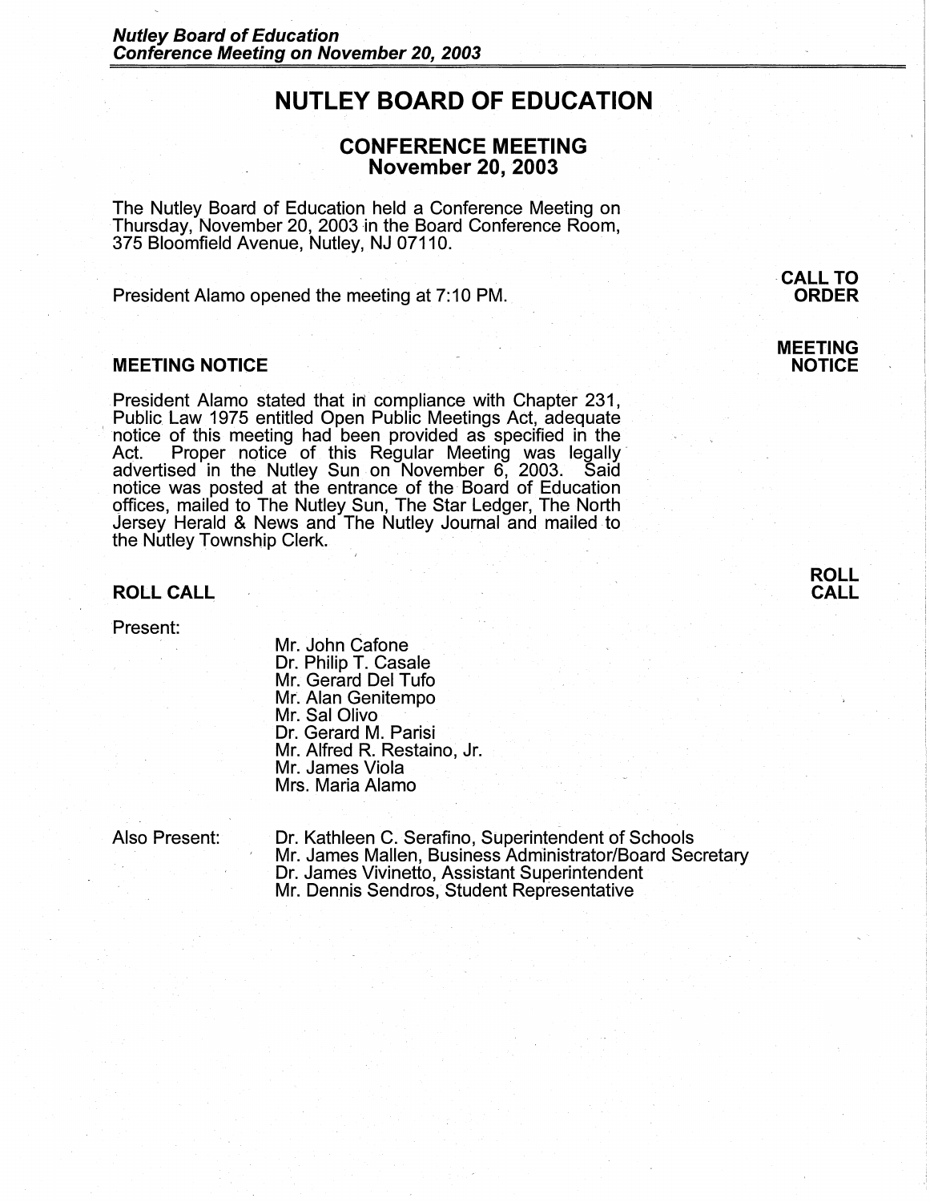# NUTLEY BOARD OF EDUCATION

## CONFERENCE MEETING
## November 20, 2003

The Nutley Board of Education held a Conference Meeting on Thursday, November 20, 2003 in the Board Conference Room, 375 Bloomfield Avenue, Nutley, NJ 07110.

**CALL TO ORDER**

President Alamo opened the meeting at 7:10 PM.

### MEETING NOTICE

President Alamo stated that in compliance with Chapter 231, Public Law 1975 entitled Open Public Meetings Act, adequate notice of this meeting had been provided as specified in the Act. Proper notice of this Regular Meeting was legally advertised in the Nutley Sun on November 6, 2003. Said notice was posted at the entrance of the Board of Education offices, mailed to The Nutley Sun, The Star Ledger, The North Jersey Herald & News and The Nutley Journal and mailed to the Nutley Township Clerk.

### ROLL CALL

Present:

Mr. John Cafone
Dr. Philip T. Casale
Mr. Gerard Del Tufo
Mr. Alan Genitempo
Mr. Sal Olivo
Dr. Gerard M. Parisi
Mr. Alfred R. Restaino, Jr.
Mr. James Viola
Mrs. Maria Alamo

Also Present:

Dr. Kathleen C. Serafino, Superintendent of Schools
Mr. James Mallen, Business Administrator/Board Secretary
Dr. James Vivinetto, Assistant Superintendent
Mr. Dennis Sendros, Student Representative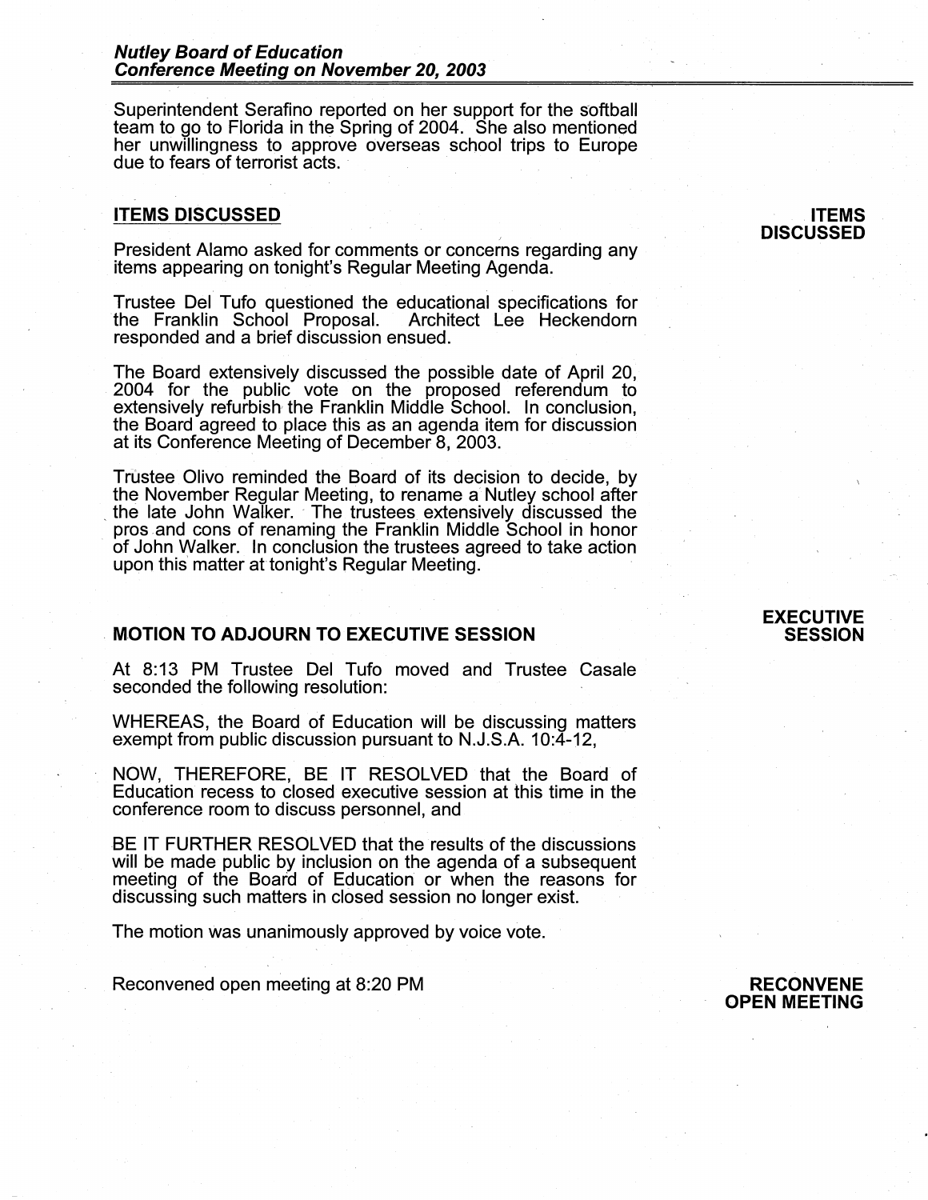Superintendent Serafino reported on her support for the softball team to go to Florida in the Spring of 2004. She also mentioned her unwillingness to approve overseas school trips to Europe due to fears of terrorist acts.

## ITEMS DISCUSSED

**ITEMS DISCUSSED**

President Alamo asked for comments or concerns regarding any items appearing on tonight's Regular Meeting Agenda.

Trustee Del Tufo questioned the educational specifications for the Franklin School Proposal. Architect Lee Heckendorn responded and a brief discussion ensued.

The Board extensively discussed the possible date of April 20, 2004 for the public vote on the proposed referendum to extensively refurbish the Franklin Middle School. In conclusion, the Board agreed to place this as an agenda item for discussion at its Conference Meeting of December 8, 2003.

Trustee Olivo reminded the Board of its decision to decide, by the November Regular Meeting, to rename a Nutley school after the late John Walker. The trustees extensively discussed the pros and cons of renaming the Franklin Middle School in honor of John Walker. In conclusion the trustees agreed to take action upon this matter at tonight's Regular Meeting.

## MOTION TO ADJOURN TO EXECUTIVE SESSION

**EXECUTIVE SESSION**

At 8:13 PM Trustee Del Tufo moved and Trustee Casale seconded the following resolution:

WHEREAS, the Board of Education will be discussing matters exempt from public discussion pursuant to N.J.S.A. 10:4-12,

NOW, THEREFORE, BE IT RESOLVED that the Board of Education recess to closed executive session at this time in the conference room to discuss personnel, and

BE IT FURTHER RESOLVED that the results of the discussions will be made public by inclusion on the agenda of a subsequent meeting of the Board of Education or when the reasons for discussing such matters in closed session no longer exist.

The motion was unanimously approved by voice vote.

**RECONVENE OPEN MEETING**

Reconvened open meeting at 8:20 PM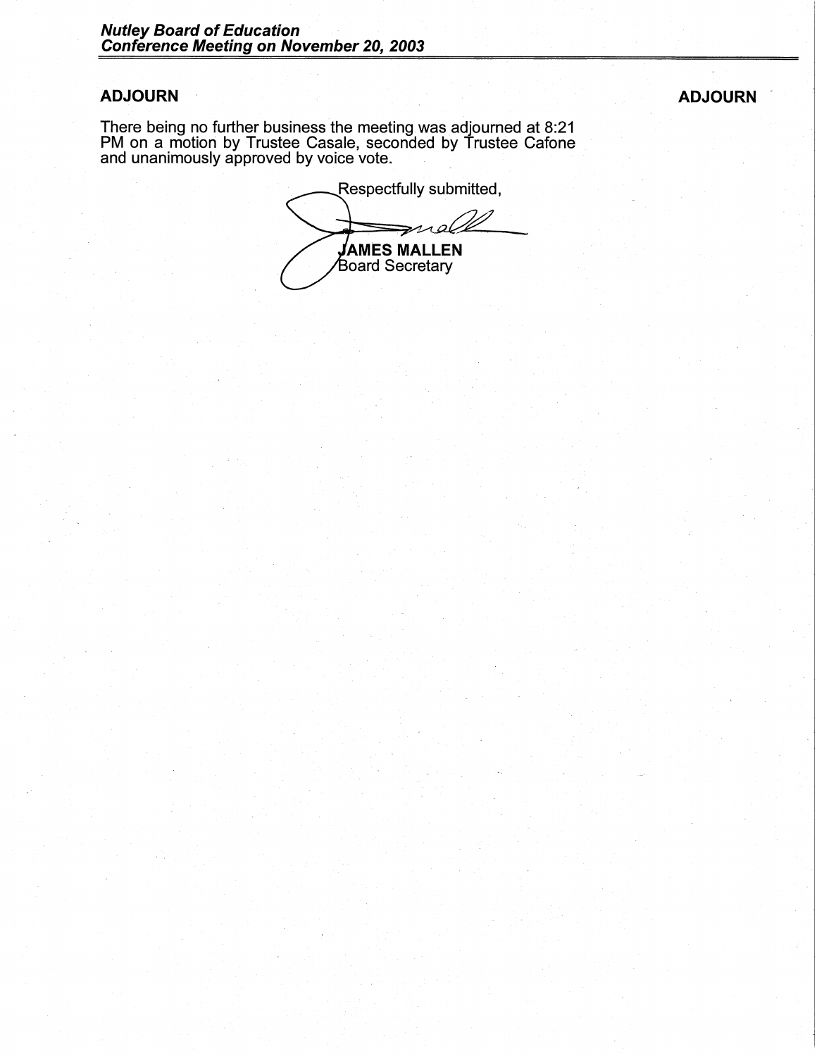## ADJOURN

**ADJOURN**

There being no further business the meeting was adjourned at 8:21 PM on a motion by Trustee Casale, seconded by Trustee Cafone and unanimously approved by voice vote.

Respectfully submitted,

**JAMES MALLEN**
Board Secretary